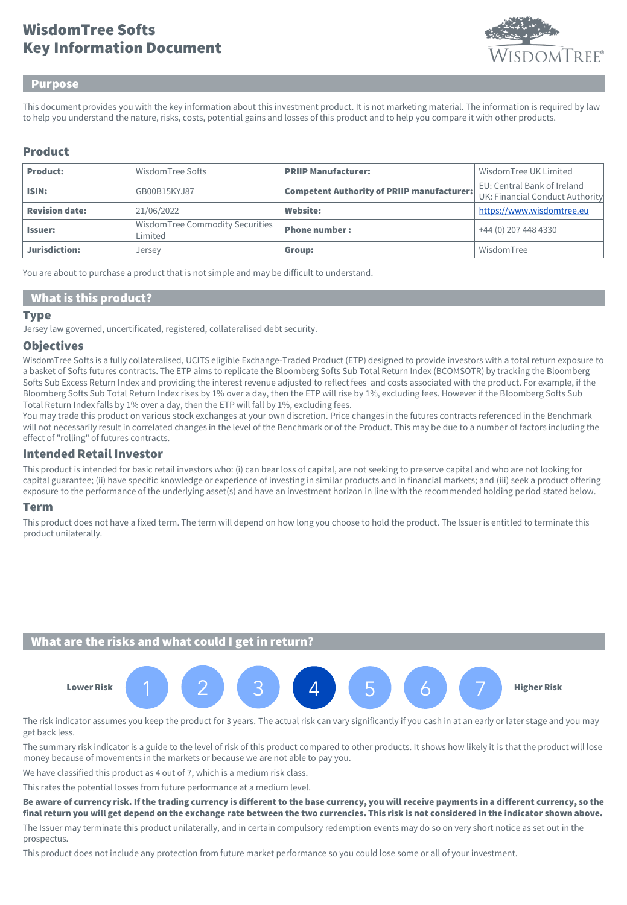# WisdomTree Softs
# Key Information Document

## Purpose

This document provides you with the key information about this investment product. It is not marketing material. The information is required by law to help you understand the nature, risks, costs, potential gains and losses of this product and to help you compare it with other products.

## Product

| **Product:** | WisdomTree Softs | **PRIIP Manufacturer:** | WisdomTree UK Limited |
|---|---|---|---|
| **ISIN:** | GB00B15KYJ87 | **Competent Authority of PRIIP manufacturer:** | EU: Central Bank of Ireland<br>UK: Financial Conduct Authority |
| **Revision date:** | 21/06/2022 | **Website:** | https://www.wisdomtree.eu |
| **Issuer:** | WisdomTree Commodity Securities Limited | **Phone number :** | +44 (0) 207 448 4330 |
| **Jurisdiction:** | Jersey | **Group:** | WisdomTree |

You are about to purchase a product that is not simple and may be difficult to understand.

## What is this product?

### Type

Jersey law governed, uncertificated, registered, collateralised debt security.

### Objectives

WisdomTree Softs is a fully collateralised, UCITS eligible Exchange-Traded Product (ETP) designed to provide investors with a total return exposure to a basket of Softs futures contracts. The ETP aims to replicate the Bloomberg Softs Sub Total Return Index (BCOMSOTR) by tracking the Bloomberg Softs Sub Excess Return Index and providing the interest revenue adjusted to reflect fees and costs associated with the product. For example, if the Bloomberg Softs Sub Total Return Index rises by 1% over a day, then the ETP will rise by 1%, excluding fees. However if the Bloomberg Softs Sub Total Return Index falls by 1% over a day, then the ETP will fall by 1%, excluding fees.

You may trade this product on various stock exchanges at your own discretion. Price changes in the futures contracts referenced in the Benchmark will not necessarily result in correlated changes in the level of the Benchmark or of the Product. This may be due to a number of factors including the effect of "rolling" of futures contracts.

### Intended Retail Investor

This product is intended for basic retail investors who: (i) can bear loss of capital, are not seeking to preserve capital and who are not looking for capital guarantee; (ii) have specific knowledge or experience of investing in similar products and in financial markets; and (iii) seek a product offering exposure to the performance of the underlying asset(s) and have an investment horizon in line with the recommended holding period stated below.

### Term

This product does not have a fixed term. The term will depend on how long you choose to hold the product. The Issuer is entitled to terminate this product unilaterally.

## What are the risks and what could I get in return?

**Lower Risk** 1 2 3 **[4]** 5 6 7 **Higher Risk**

The risk indicator assumes you keep the product for 3 years. The actual risk can vary significantly if you cash in at an early or later stage and you may get back less.

The summary risk indicator is a guide to the level of risk of this product compared to other products. It shows how likely it is that the product will lose money because of movements in the markets or because we are not able to pay you.

We have classified this product as 4 out of 7, which is a medium risk class.

This rates the potential losses from future performance at a medium level.

**Be aware of currency risk. If the trading currency is different to the base currency, you will receive payments in a different currency, so the final return you will get depend on the exchange rate between the two currencies. This risk is not considered in the indicator shown above.**

The Issuer may terminate this product unilaterally, and in certain compulsory redemption events may do so on very short notice as set out in the prospectus.

This product does not include any protection from future market performance so you could lose some or all of your investment.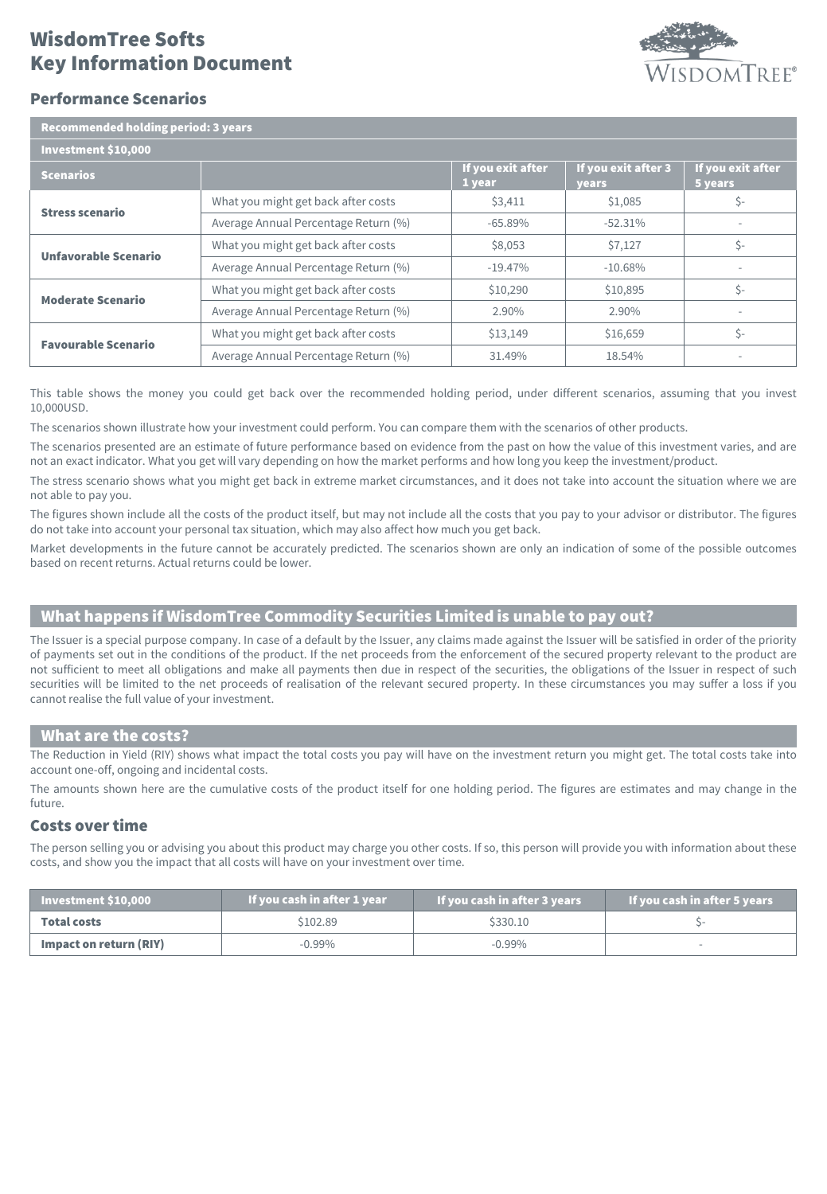# WisdomTree Softs Key Information Document

## Performance Scenarios

| Recommended holding period: 3 years | | | | |
|---|---|---|---|---|
| **Investment $10,000** | | | | |
| **Scenarios** | | **If you exit after 1 year** | **If you exit after 3 years** | **If you exit after 5 years** |
| **Stress scenario** | What you might get back after costs | $3,411 | $1,085 | $- |
| | Average Annual Percentage Return (%) | -65.89% | -52.31% | - |
| **Unfavorable Scenario** | What you might get back after costs | $8,053 | $7,127 | $- |
| | Average Annual Percentage Return (%) | -19.47% | -10.68% | - |
| **Moderate Scenario** | What you might get back after costs | $10,290 | $10,895 | $- |
| | Average Annual Percentage Return (%) | 2.90% | 2.90% | - |
| **Favourable Scenario** | What you might get back after costs | $13,149 | $16,659 | $- |
| | Average Annual Percentage Return (%) | 31.49% | 18.54% | - |

This table shows the money you could get back over the recommended holding period, under different scenarios, assuming that you invest 10,000USD.

The scenarios shown illustrate how your investment could perform. You can compare them with the scenarios of other products.

The scenarios presented are an estimate of future performance based on evidence from the past on how the value of this investment varies, and are not an exact indicator. What you get will vary depending on how the market performs and how long you keep the investment/product.

The stress scenario shows what you might get back in extreme market circumstances, and it does not take into account the situation where we are not able to pay you.

The figures shown include all the costs of the product itself, but may not include all the costs that you pay to your advisor or distributor. The figures do not take into account your personal tax situation, which may also affect how much you get back.

Market developments in the future cannot be accurately predicted. The scenarios shown are only an indication of some of the possible outcomes based on recent returns. Actual returns could be lower.

## What happens if WisdomTree Commodity Securities Limited is unable to pay out?

The Issuer is a special purpose company. In case of a default by the Issuer, any claims made against the Issuer will be satisfied in order of the priority of payments set out in the conditions of the product. If the net proceeds from the enforcement of the secured property relevant to the product are not sufficient to meet all obligations and make all payments then due in respect of the securities, the obligations of the Issuer in respect of such securities will be limited to the net proceeds of realisation of the relevant secured property. In these circumstances you may suffer a loss if you cannot realise the full value of your investment.

## What are the costs?

The Reduction in Yield (RIY) shows what impact the total costs you pay will have on the investment return you might get. The total costs take into account one-off, ongoing and incidental costs.

The amounts shown here are the cumulative costs of the product itself for one holding period. The figures are estimates and may change in the future.

### Costs over time

The person selling you or advising you about this product may charge you other costs. If so, this person will provide you with information about these costs, and show you the impact that all costs will have on your investment over time.

| Investment $10,000 | If you cash in after 1 year | If you cash in after 3 years | If you cash in after 5 years |
|---|---|---|---|
| **Total costs** | $102.89 | $330.10 | $- |
| **Impact on return (RIY)** | -0.99% | -0.99% | - |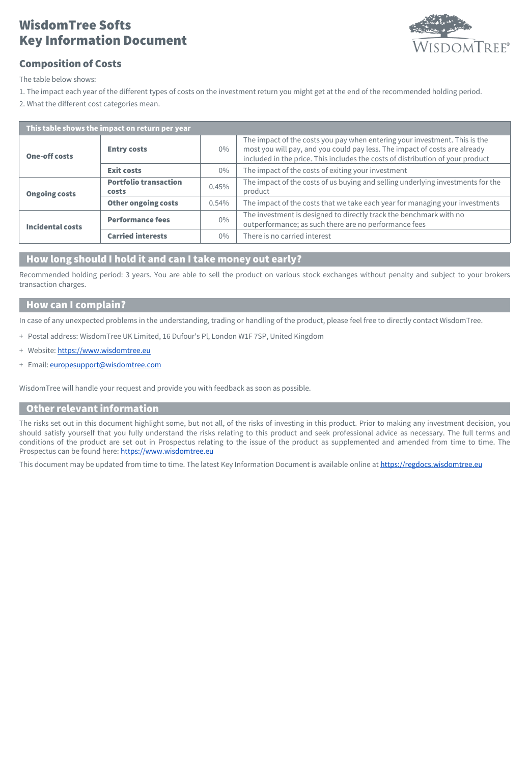# WisdomTree Softs Key Information Document

## Composition of Costs

The table below shows:

1. The impact each year of the different types of costs on the investment return you might get at the end of the recommended holding period.
2. What the different cost categories mean.

| This table shows the impact on return per year | | | |
|---|---|---|---|
| **One-off costs** | **Entry costs** | 0% | The impact of the costs you pay when entering your investment. This is the most you will pay, and you could pay less. The impact of costs are already included in the price. This includes the costs of distribution of your product |
| | **Exit costs** | 0% | The impact of the costs of exiting your investment |
| **Ongoing costs** | **Portfolio transaction costs** | 0.45% | The impact of the costs of us buying and selling underlying investments for the product |
| | **Other ongoing costs** | 0.54% | The impact of the costs that we take each year for managing your investments |
| **Incidental costs** | **Performance fees** | 0% | The investment is designed to directly track the benchmark with no outperformance; as such there are no performance fees |
| | **Carried interests** | 0% | There is no carried interest |

## How long should I hold it and can I take money out early?

Recommended holding period: 3 years. You are able to sell the product on various stock exchanges without penalty and subject to your brokers transaction charges.

## How can I complain?

In case of any unexpected problems in the understanding, trading or handling of the product, please feel free to directly contact WisdomTree.

+ Postal address: WisdomTree UK Limited, 16 Dufour's Pl, London W1F 7SP, United Kingdom
+ Website: https://www.wisdomtree.eu
+ Email: europesupport@wisdomtree.com

WisdomTree will handle your request and provide you with feedback as soon as possible.

## Other relevant information

The risks set out in this document highlight some, but not all, of the risks of investing in this product. Prior to making any investment decision, you should satisfy yourself that you fully understand the risks relating to this product and seek professional advice as necessary. The full terms and conditions of the product are set out in Prospectus relating to the issue of the product as supplemented and amended from time to time. The Prospectus can be found here: https://www.wisdomtree.eu

This document may be updated from time to time. The latest Key Information Document is available online at https://regdocs.wisdomtree.eu